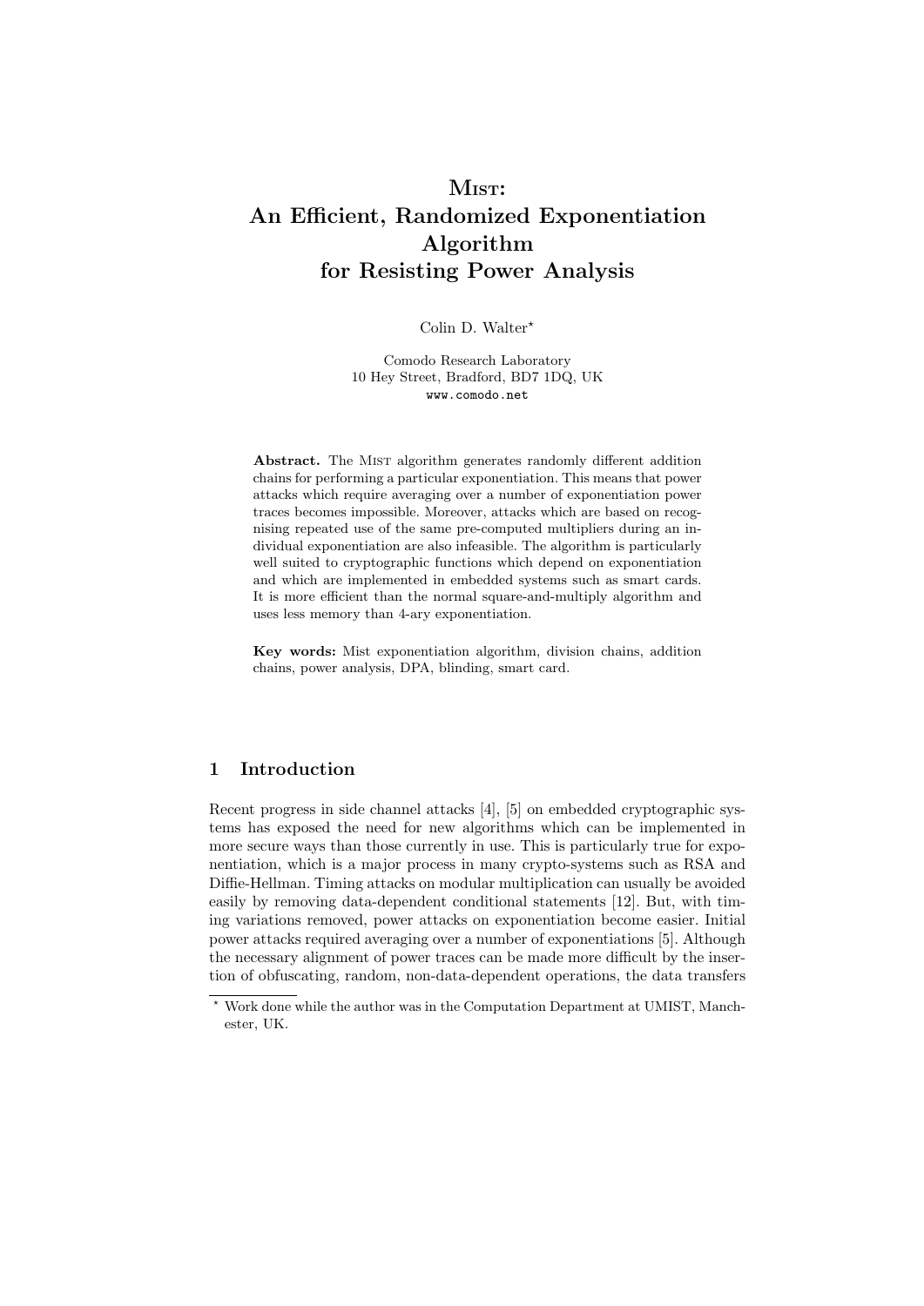# Mist: An Efficient, Randomized Exponentiation Algorithm for Resisting Power Analysis

Colin D. Walter*

Comodo Research Laboratory
10 Hey Street, Bradford, BD7 1DQ, UK
www.comodo.net

**Abstract.** The Mist algorithm generates randomly different addition chains for performing a particular exponentiation. This means that power attacks which require averaging over a number of exponentiation power traces becomes impossible. Moreover, attacks which are based on recognising repeated use of the same pre-computed multipliers during an individual exponentiation are also infeasible. The algorithm is particularly well suited to cryptographic functions which depend on exponentiation and which are implemented in embedded systems such as smart cards. It is more efficient than the normal square-and-multiply algorithm and uses less memory than 4-ary exponentiation.

**Key words:** Mist exponentiation algorithm, division chains, addition chains, power analysis, DPA, blinding, smart card.

## 1 Introduction

Recent progress in side channel attacks [4], [5] on embedded cryptographic systems has exposed the need for new algorithms which can be implemented in more secure ways than those currently in use. This is particularly true for exponentiation, which is a major process in many crypto-systems such as RSA and Diffie-Hellman. Timing attacks on modular multiplication can usually be avoided easily by removing data-dependent conditional statements [12]. But, with timing variations removed, power attacks on exponentiation become easier. Initial power attacks required averaging over a number of exponentiations [5]. Although the necessary alignment of power traces can be made more difficult by the insertion of obfuscating, random, non-data-dependent operations, the data transfers

* Work done while the author was in the Computation Department at UMIST, Manchester, UK.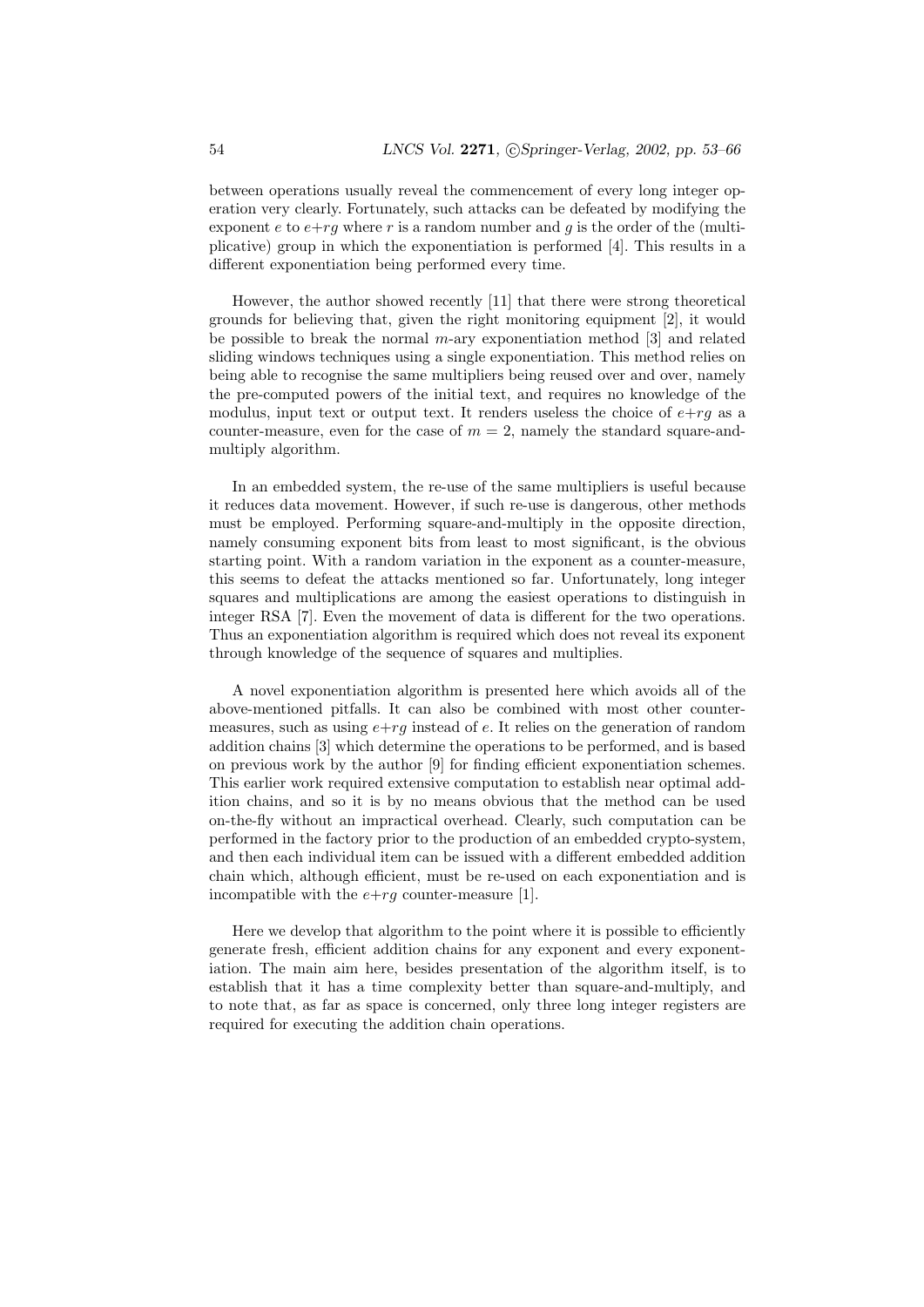between operations usually reveal the commencement of every long integer operation very clearly. Fortunately, such attacks can be defeated by modifying the exponent $e$ to $e+rg$ where $r$ is a random number and $g$ is the order of the (multiplicative) group in which the exponentiation is performed [4]. This results in a different exponentiation being performed every time.

However, the author showed recently [11] that there were strong theoretical grounds for believing that, given the right monitoring equipment [2], it would be possible to break the normal $m$-ary exponentiation method [3] and related sliding windows techniques using a single exponentiation. This method relies on being able to recognise the same multipliers being reused over and over, namely the pre-computed powers of the initial text, and requires no knowledge of the modulus, input text or output text. It renders useless the choice of $e+rg$ as a counter-measure, even for the case of $m = 2$, namely the standard square-and-multiply algorithm.

In an embedded system, the re-use of the same multipliers is useful because it reduces data movement. However, if such re-use is dangerous, other methods must be employed. Performing square-and-multiply in the opposite direction, namely consuming exponent bits from least to most significant, is the obvious starting point. With a random variation in the exponent as a counter-measure, this seems to defeat the attacks mentioned so far. Unfortunately, long integer squares and multiplications are among the easiest operations to distinguish in integer RSA [7]. Even the movement of data is different for the two operations. Thus an exponentiation algorithm is required which does not reveal its exponent through knowledge of the sequence of squares and multiplies.

A novel exponentiation algorithm is presented here which avoids all of the above-mentioned pitfalls. It can also be combined with most other counter-measures, such as using $e+rg$ instead of $e$. It relies on the generation of random addition chains [3] which determine the operations to be performed, and is based on previous work by the author [9] for finding efficient exponentiation schemes. This earlier work required extensive computation to establish near optimal addition chains, and so it is by no means obvious that the method can be used on-the-fly without an impractical overhead. Clearly, such computation can be performed in the factory prior to the production of an embedded crypto-system, and then each individual item can be issued with a different embedded addition chain which, although efficient, must be re-used on each exponentiation and is incompatible with the $e+rg$ counter-measure [1].

Here we develop that algorithm to the point where it is possible to efficiently generate fresh, efficient addition chains for any exponent and every exponentiation. The main aim here, besides presentation of the algorithm itself, is to establish that it has a time complexity better than square-and-multiply, and to note that, as far as space is concerned, only three long integer registers are required for executing the addition chain operations.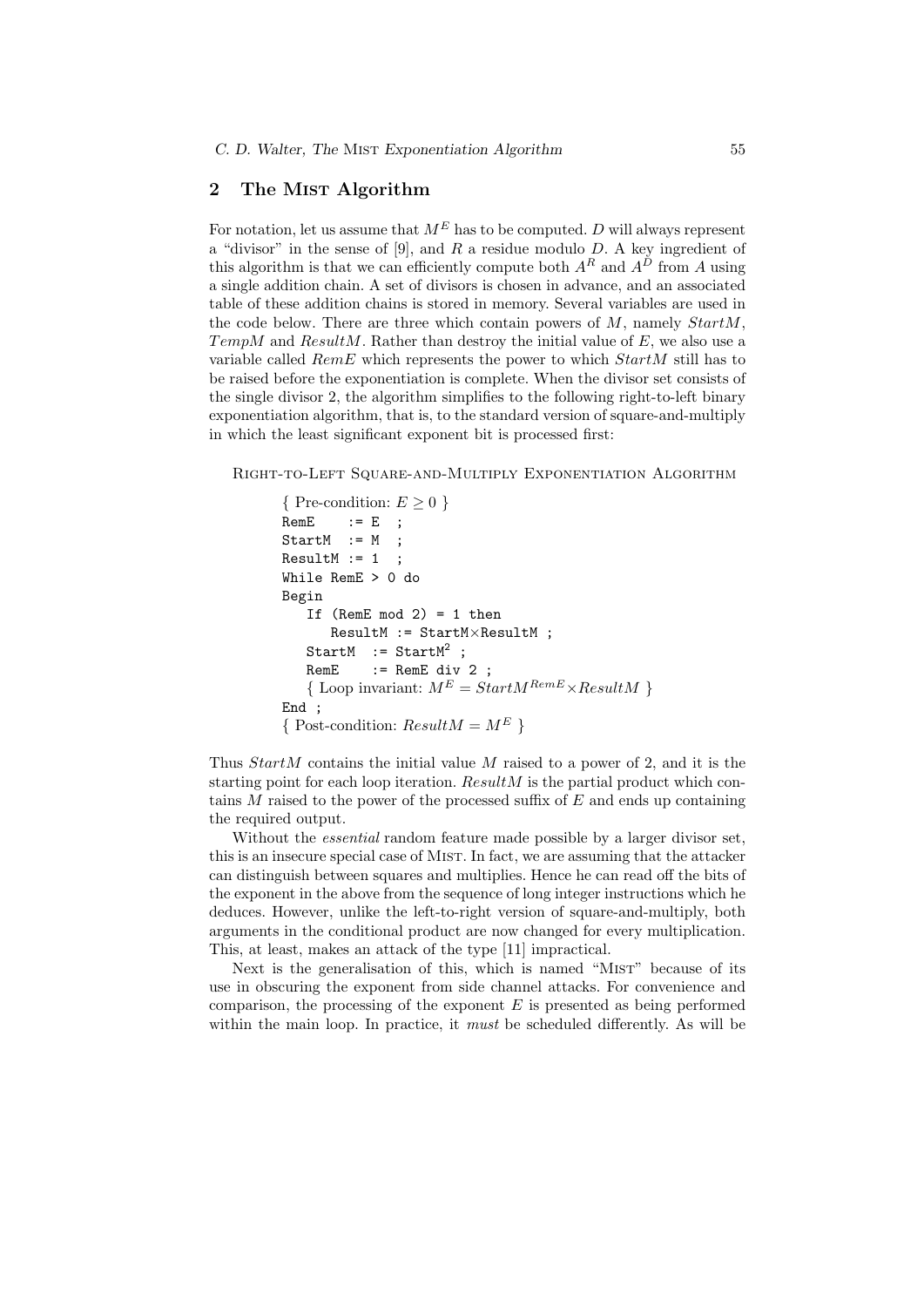## 2 The Mist Algorithm

For notation, let us assume that $M^E$ has to be computed. $D$ will always represent a "divisor" in the sense of [9], and $R$ a residue modulo $D$. A key ingredient of this algorithm is that we can efficiently compute both $A^R$ and $A^D$ from $A$ using a single addition chain. A set of divisors is chosen in advance, and an associated table of these addition chains is stored in memory. Several variables are used in the code below. There are three which contain powers of $M$, namely $StartM$, $TempM$ and $ResultM$. Rather than destroy the initial value of $E$, we also use a variable called $RemE$ which represents the power to which $StartM$ still has to be raised before the exponentiation is complete. When the divisor set consists of the single divisor 2, the algorithm simplifies to the following right-to-left binary exponentiation algorithm, that is, to the standard version of square-and-multiply in which the least significant exponent bit is processed first:

Right-to-Left Square-and-Multiply Exponentiation Algorithm

```
{ Pre-condition: E ≥ 0 }
RemE    := E  ;
StartM  := M  ;
ResultM := 1  ;
While RemE > 0 do
Begin
   If (RemE mod 2) = 1 then
      ResultM := StartM×ResultM ;
   StartM  := StartM² ;
   RemE    := RemE div 2 ;
   { Loop invariant: M^E = StartM^RemE × ResultM }
End ;
{ Post-condition: ResultM = M^E }
```

Thus $StartM$ contains the initial value $M$ raised to a power of 2, and it is the starting point for each loop iteration. $ResultM$ is the partial product which contains $M$ raised to the power of the processed suffix of $E$ and ends up containing the required output.

Without the *essential* random feature made possible by a larger divisor set, this is an insecure special case of Mist. In fact, we are assuming that the attacker can distinguish between squares and multiplies. Hence he can read off the bits of the exponent in the above from the sequence of long integer instructions which he deduces. However, unlike the left-to-right version of square-and-multiply, both arguments in the conditional product are now changed for every multiplication. This, at least, makes an attack of the type [11] impractical.

Next is the generalisation of this, which is named "Mist" because of its use in obscuring the exponent from side channel attacks. For convenience and comparison, the processing of the exponent $E$ is presented as being performed within the main loop. In practice, it *must* be scheduled differently. As will be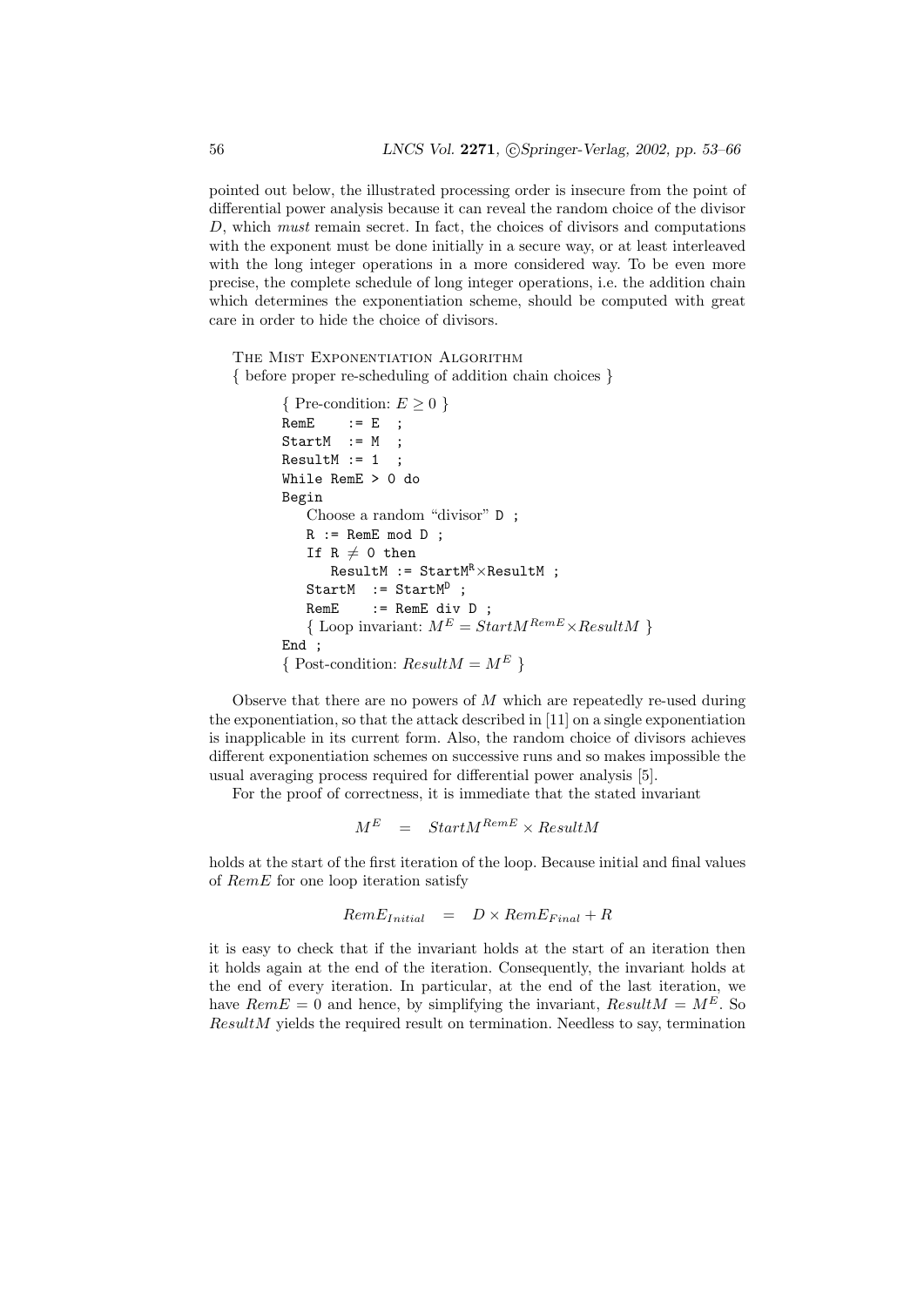pointed out below, the illustrated processing order is insecure from the point of differential power analysis because it can reveal the random choice of the divisor $D$, which *must* remain secret. In fact, the choices of divisors and computations with the exponent must be done initially in a secure way, or at least interleaved with the long integer operations in a more considered way. To be even more precise, the complete schedule of long integer operations, i.e. the addition chain which determines the exponentiation scheme, should be computed with great care in order to hide the choice of divisors.

The Mist Exponentiation Algorithm
{ before proper re-scheduling of addition chain choices }

```
{ Pre-condition: E ≥ 0 }
RemE    := E  ;
StartM  := M  ;
ResultM := 1  ;
While RemE > 0 do
Begin
   Choose a random "divisor" D ;
   R := RemE mod D ;
   If R ≠ 0 then
      ResultM := StartM^R × ResultM ;
   StartM  := StartM^D ;
   RemE    := RemE div D ;
   { Loop invariant: M^E = StartM^RemE × ResultM }
End ;
{ Post-condition: ResultM = M^E }
```

Observe that there are no powers of $M$ which are repeatedly re-used during the exponentiation, so that the attack described in [11] on a single exponentiation is inapplicable in its current form. Also, the random choice of divisors achieves different exponentiation schemes on successive runs and so makes impossible the usual averaging process required for differential power analysis [5].

For the proof of correctness, it is immediate that the stated invariant

$$M^E \quad = \quad StartM^{RemE} \times ResultM$$

holds at the start of the first iteration of the loop. Because initial and final values of $RemE$ for one loop iteration satisfy

$$RemE_{Initial} \quad = \quad D \times RemE_{Final} + R$$

it is easy to check that if the invariant holds at the start of an iteration then it holds again at the end of the iteration. Consequently, the invariant holds at the end of every iteration. In particular, at the end of the last iteration, we have $RemE = 0$ and hence, by simplifying the invariant, $ResultM = M^E$. So $ResultM$ yields the required result on termination. Needless to say, termination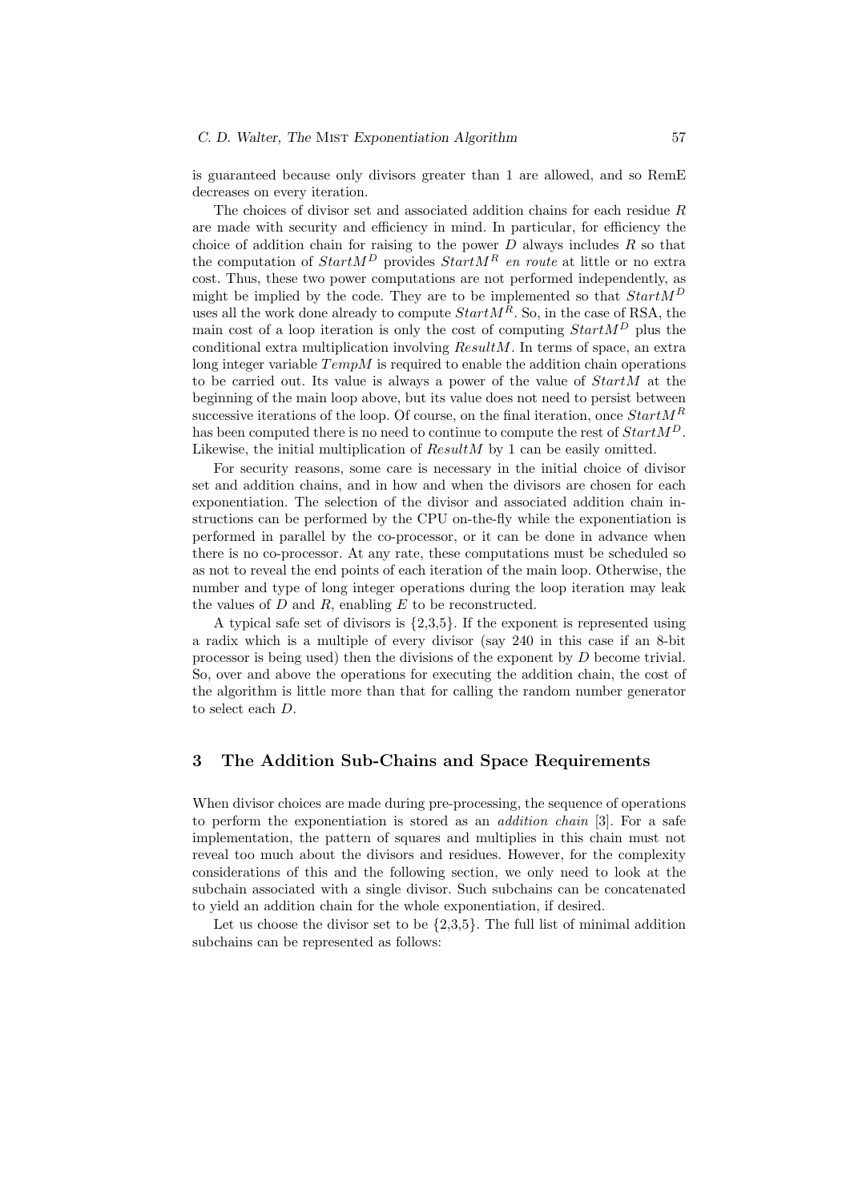is guaranteed because only divisors greater than 1 are allowed, and so RemE decreases on every iteration.

The choices of divisor set and associated addition chains for each residue $R$ are made with security and efficiency in mind. In particular, for efficiency the choice of addition chain for raising to the power $D$ always includes $R$ so that the computation of $StartM^D$ provides $StartM^R$ *en route* at little or no extra cost. Thus, these two power computations are not performed independently, as might be implied by the code. They are to be implemented so that $StartM^D$ uses all the work done already to compute $StartM^R$. So, in the case of RSA, the main cost of a loop iteration is only the cost of computing $StartM^D$ plus the conditional extra multiplication involving $ResultM$. In terms of space, an extra long integer variable $TempM$ is required to enable the addition chain operations to be carried out. Its value is always a power of the value of $StartM$ at the beginning of the main loop above, but its value does not need to persist between successive iterations of the loop. Of course, on the final iteration, once $StartM^R$ has been computed there is no need to continue to compute the rest of $StartM^D$. Likewise, the initial multiplication of $ResultM$ by 1 can be easily omitted.

For security reasons, some care is necessary in the initial choice of divisor set and addition chains, and in how and when the divisors are chosen for each exponentiation. The selection of the divisor and associated addition chain instructions can be performed by the CPU on-the-fly while the exponentiation is performed in parallel by the co-processor, or it can be done in advance when there is no co-processor. At any rate, these computations must be scheduled so as not to reveal the end points of each iteration of the main loop. Otherwise, the number and type of long integer operations during the loop iteration may leak the values of $D$ and $R$, enabling $E$ to be reconstructed.

A typical safe set of divisors is {2,3,5}. If the exponent is represented using a radix which is a multiple of every divisor (say 240 in this case if an 8-bit processor is being used) then the divisions of the exponent by $D$ become trivial. So, over and above the operations for executing the addition chain, the cost of the algorithm is little more than that for calling the random number generator to select each $D$.

## 3 The Addition Sub-Chains and Space Requirements

When divisor choices are made during pre-processing, the sequence of operations to perform the exponentiation is stored as an *addition chain* [3]. For a safe implementation, the pattern of squares and multiplies in this chain must not reveal too much about the divisors and residues. However, for the complexity considerations of this and the following section, we only need to look at the subchain associated with a single divisor. Such subchains can be concatenated to yield an addition chain for the whole exponentiation, if desired.

Let us choose the divisor set to be {2,3,5}. The full list of minimal addition subchains can be represented as follows: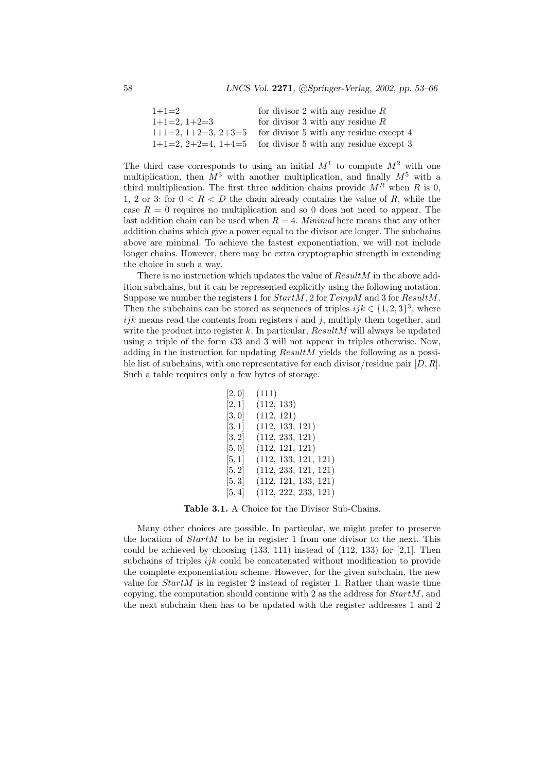| | |
|---|---|
| 1+1=2 | for divisor 2 with any residue $R$ |
| 1+1=2, 1+2=3 | for divisor 3 with any residue $R$ |
| 1+1=2, 1+2=3, 2+3=5 | for divisor 5 with any residue except 4 |
| 1+1=2, 2+2=4, 1+4=5 | for divisor 5 with any residue except 3 |

The third case corresponds to using an initial $M^1$ to compute $M^2$ with one multiplication, then $M^3$ with another multiplication, and finally $M^5$ with a third multiplication. The first three addition chains provide $M^R$ when $R$ is 0, 1, 2 or 3: for $0 < R < D$ the chain already contains the value of $R$, while the case $R = 0$ requires no multiplication and so 0 does not need to appear. The last addition chain can be used when $R = 4$. *Minimal* here means that any other addition chains which give a power equal to the divisor are longer. The subchains above are minimal. To achieve the fastest exponentiation, we will not include longer chains. However, there may be extra cryptographic strength in extending the choice in such a way.

There is no instruction which updates the value of $ResultM$ in the above addition subchains, but it can be represented explicitly using the following notation. Suppose we number the registers 1 for $StartM$, 2 for $TempM$ and 3 for $ResultM$. Then the subchains can be stored as sequences of triples $ijk \in \{1, 2, 3\}^3$, where $ijk$ means read the contents from registers $i$ and $j$, multiply them together, and write the product into register $k$. In particular, $ResultM$ will always be updated using a triple of the form $i33$ and 3 will not appear in triples otherwise. Now, adding in the instruction for updating $ResultM$ yields the following as a possible list of subchains, with one representative for each divisor/residue pair $[D, R]$. Such a table requires only a few bytes of storage.

| | |
|---|---|
| $[2, 0]$ | (111) |
| $[2, 1]$ | (112, 133) |
| $[3, 0]$ | (112, 121) |
| $[3, 1]$ | (112, 133, 121) |
| $[3, 2]$ | (112, 233, 121) |
| $[5, 0]$ | (112, 121, 121) |
| $[5, 1]$ | (112, 133, 121, 121) |
| $[5, 2]$ | (112, 233, 121, 121) |
| $[5, 3]$ | (112, 121, 133, 121) |
| $[5, 4]$ | (112, 222, 233, 121) |

**Table 3.1.** A Choice for the Divisor Sub-Chains.

Many other choices are possible. In particular, we might prefer to preserve the location of $StartM$ to be in register 1 from one divisor to the next. This could be achieved by choosing (133, 111) instead of (112, 133) for [2,1]. Then subchains of triples $ijk$ could be concatenated without modification to provide the complete exponentiation scheme. However, for the given subchain, the new value for $StartM$ is in register 2 instead of register 1. Rather than waste time copying, the computation should continue with 2 as the address for $StartM$, and the next subchain then has to be updated with the register addresses 1 and 2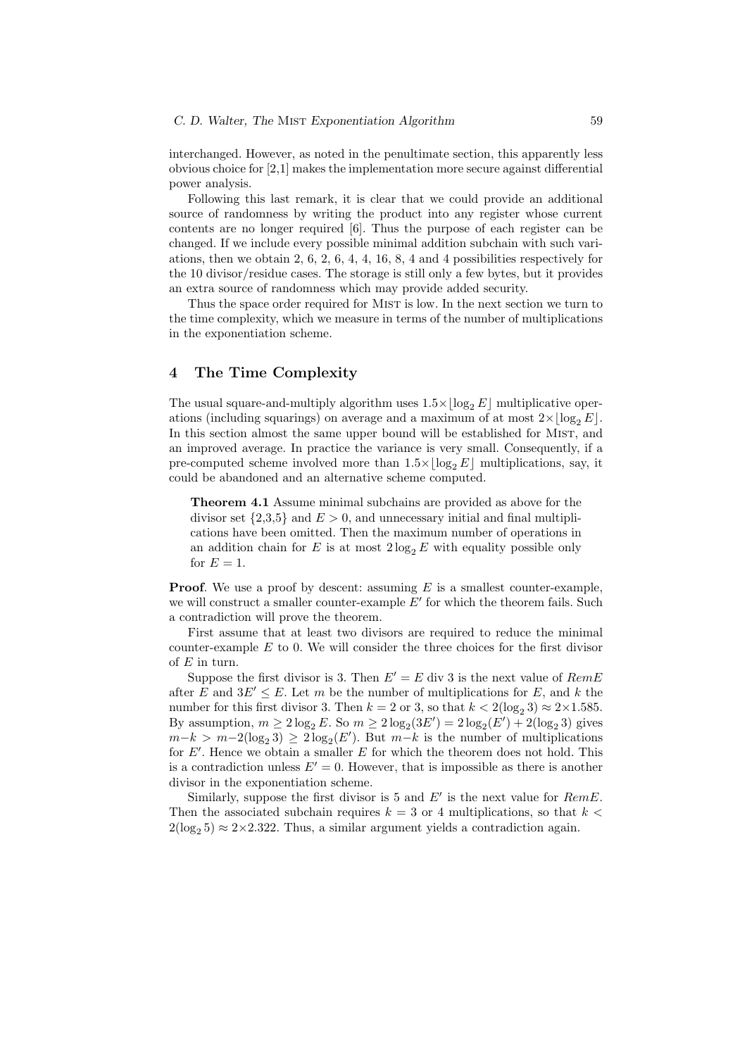interchanged. However, as noted in the penultimate section, this apparently less obvious choice for [2,1] makes the implementation more secure against differential power analysis.

Following this last remark, it is clear that we could provide an additional source of randomness by writing the product into any register whose current contents are no longer required [6]. Thus the purpose of each register can be changed. If we include every possible minimal addition subchain with such variations, then we obtain 2, 6, 2, 6, 4, 4, 16, 8, 4 and 4 possibilities respectively for the 10 divisor/residue cases. The storage is still only a few bytes, but it provides an extra source of randomness which may provide added security.

Thus the space order required for MIST is low. In the next section we turn to the time complexity, which we measure in terms of the number of multiplications in the exponentiation scheme.

## 4 The Time Complexity

The usual square-and-multiply algorithm uses $1.5\times\lfloor\log_2 E\rfloor$ multiplicative operations (including squarings) on average and a maximum of at most $2\times\lfloor\log_2 E\rfloor$. In this section almost the same upper bound will be established for MIST, and an improved average. In practice the variance is very small. Consequently, if a pre-computed scheme involved more than $1.5\times\lfloor\log_2 E\rfloor$ multiplications, say, it could be abandoned and an alternative scheme computed.

> **Theorem 4.1** Assume minimal subchains are provided as above for the divisor set {2,3,5} and $E > 0$, and unnecessary initial and final multiplications have been omitted. Then the maximum number of operations in an addition chain for $E$ is at most $2\log_2 E$ with equality possible only for $E = 1$.

**Proof**. We use a proof by descent: assuming $E$ is a smallest counter-example, we will construct a smaller counter-example $E'$ for which the theorem fails. Such a contradiction will prove the theorem.

First assume that at least two divisors are required to reduce the minimal counter-example $E$ to 0. We will consider the three choices for the first divisor of $E$ in turn.

Suppose the first divisor is 3. Then $E' = E$ div 3 is the next value of $RemE$ after $E$ and $3E' \leq E$. Let $m$ be the number of multiplications for $E$, and $k$ the number for this first divisor 3. Then $k = 2$ or 3, so that $k < 2(\log_2 3) \approx 2\times 1.585$. By assumption, $m \geq 2\log_2 E$. So $m \geq 2\log_2(3E') = 2\log_2(E') + 2(\log_2 3)$ gives $m-k > m-2(\log_2 3) \geq 2\log_2(E')$. But $m-k$ is the number of multiplications for $E'$. Hence we obtain a smaller $E$ for which the theorem does not hold. This is a contradiction unless $E' = 0$. However, that is impossible as there is another divisor in the exponentiation scheme.

Similarly, suppose the first divisor is 5 and $E'$ is the next value for $RemE$. Then the associated subchain requires $k = 3$ or 4 multiplications, so that $k < 2(\log_2 5) \approx 2\times 2.322$. Thus, a similar argument yields a contradiction again.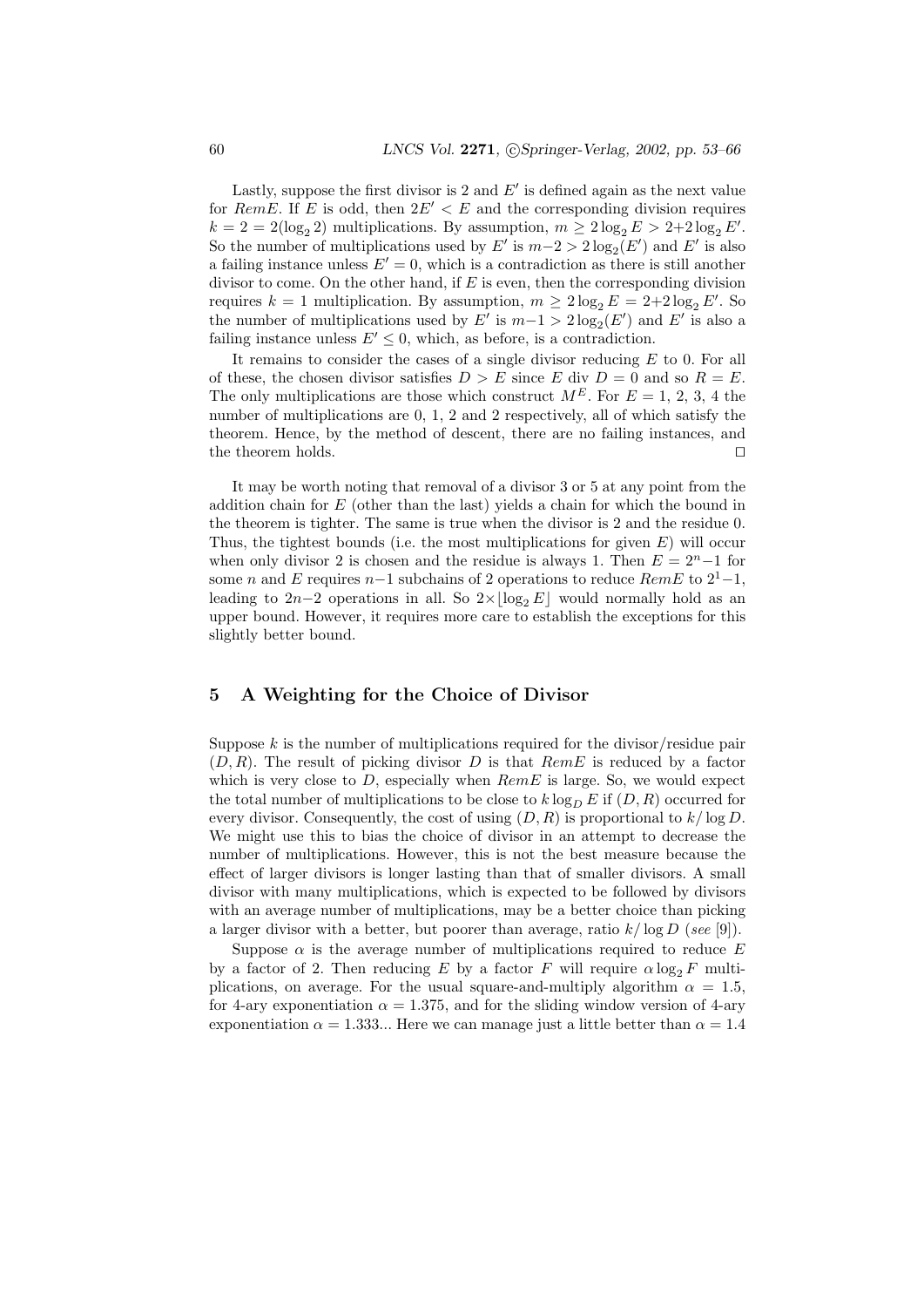Lastly, suppose the first divisor is 2 and $E'$ is defined again as the next value for $RemE$. If $E$ is odd, then $2E' < E$ and the corresponding division requires $k = 2 = 2(\log_2 2)$ multiplications. By assumption, $m \geq 2\log_2 E > 2{+}2\log_2 E'$. So the number of multiplications used by $E'$ is $m{-}2 > 2\log_2(E')$ and $E'$ is also a failing instance unless $E' = 0$, which is a contradiction as there is still another divisor to come. On the other hand, if $E$ is even, then the corresponding division requires $k = 1$ multiplication. By assumption, $m \geq 2\log_2 E = 2{+}2\log_2 E'$. So the number of multiplications used by $E'$ is $m{-}1 > 2\log_2(E')$ and $E'$ is also a failing instance unless $E' \leq 0$, which, as before, is a contradiction.

It remains to consider the cases of a single divisor reducing $E$ to 0. For all of these, the chosen divisor satisfies $D > E$ since $E$ div $D = 0$ and so $R = E$. The only multiplications are those which construct $M^E$. For $E = 1, 2, 3, 4$ the number of multiplications are 0, 1, 2 and 2 respectively, all of which satisfy the theorem. Hence, by the method of descent, there are no failing instances, and the theorem holds. □

It may be worth noting that removal of a divisor 3 or 5 at any point from the addition chain for $E$ (other than the last) yields a chain for which the bound in the theorem is tighter. The same is true when the divisor is 2 and the residue 0. Thus, the tightest bounds (i.e. the most multiplications for given $E$) will occur when only divisor 2 is chosen and the residue is always 1. Then $E = 2^n{-}1$ for some $n$ and $E$ requires $n{-}1$ subchains of 2 operations to reduce $RemE$ to $2^1{-}1$, leading to $2n{-}2$ operations in all. So $2{\times}\lfloor \log_2 E \rfloor$ would normally hold as an upper bound. However, it requires more care to establish the exceptions for this slightly better bound.

## 5 A Weighting for the Choice of Divisor

Suppose $k$ is the number of multiplications required for the divisor/residue pair $(D, R)$. The result of picking divisor $D$ is that $RemE$ is reduced by a factor which is very close to $D$, especially when $RemE$ is large. So, we would expect the total number of multiplications to be close to $k \log_D E$ if $(D, R)$ occurred for every divisor. Consequently, the cost of using $(D, R)$ is proportional to $k/\log D$. We might use this to bias the choice of divisor in an attempt to decrease the number of multiplications. However, this is not the best measure because the effect of larger divisors is longer lasting than that of smaller divisors. A small divisor with many multiplications, which is expected to be followed by divisors with an average number of multiplications, may be a better choice than picking a larger divisor with a better, but poorer than average, ratio $k/\log D$ (*see* [9]).

Suppose $\alpha$ is the average number of multiplications required to reduce $E$ by a factor of 2. Then reducing $E$ by a factor $F$ will require $\alpha \log_2 F$ multiplications, on average. For the usual square-and-multiply algorithm $\alpha = 1.5$, for 4-ary exponentiation $\alpha = 1.375$, and for the sliding window version of 4-ary exponentiation $\alpha = 1.333...$ Here we can manage just a little better than $\alpha = 1.4$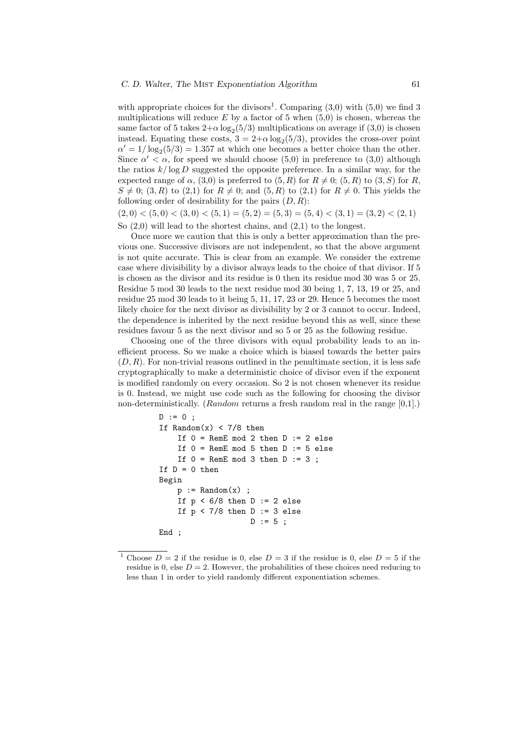with appropriate choices for the divisors[1]. Comparing (3,0) with (5,0) we find 3 multiplications will reduce $E$ by a factor of 5 when (5,0) is chosen, whereas the same factor of 5 takes $2+\alpha\log_2(5/3)$ multiplications on average if (3,0) is chosen instead. Equating these costs, $3 = 2+\alpha\log_2(5/3)$, provides the cross-over point $\alpha' = 1/\log_2(5/3) = 1.357$ at which one becomes a better choice than the other. Since $\alpha' < \alpha$, for speed we should choose (5,0) in preference to (3,0) although the ratios $k/\log D$ suggested the opposite preference. In a similar way, for the expected range of $\alpha$, (3,0) is preferred to $(5,R)$ for $R \neq 0$; $(5,R)$ to $(3,S)$ for $R$, $S \neq 0$; $(3,R)$ to (2,1) for $R \neq 0$; and $(5,R)$ to (2,1) for $R \neq 0$. This yields the following order of desirability for the pairs $(D,R)$:

$$(2,0) < (5,0) < (3,0) < (5,1) = (5,2) = (5,3) = (5,4) < (3,1) = (3,2) < (2,1)$$

So (2,0) will lead to the shortest chains, and (2,1) to the longest.

Once more we caution that this is only a better approximation than the previous one. Successive divisors are not independent, so that the above argument is not quite accurate. This is clear from an example. We consider the extreme case where divisibility by a divisor always leads to the choice of that divisor. If 5 is chosen as the divisor and its residue is 0 then its residue mod 30 was 5 or 25. Residue 5 mod 30 leads to the next residue mod 30 being 1, 7, 13, 19 or 25, and residue 25 mod 30 leads to it being 5, 11, 17, 23 or 29. Hence 5 becomes the most likely choice for the next divisor as divisibility by 2 or 3 cannot to occur. Indeed, the dependence is inherited by the next residue beyond this as well, since these residues favour 5 as the next divisor and so 5 or 25 as the following residue.

Choosing one of the three divisors with equal probability leads to an inefficient process. So we make a choice which is biased towards the better pairs $(D,R)$. For non-trivial reasons outlined in the penultimate section, it is less safe cryptographically to make a deterministic choice of divisor even if the exponent is modified randomly on every occasion. So 2 is not chosen whenever its residue is 0. Instead, we might use code such as the following for choosing the divisor non-deterministically. (*Random* returns a fresh random real in the range [0,1].)

```
D := 0 ;
If Random(x) < 7/8 then
    If 0 = RemE mod 2 then D := 2 else
    If 0 = RemE mod 5 then D := 5 else
    If 0 = RemE mod 3 then D := 3 ;
If D = 0 then
Begin
    p := Random(x) ;
    If p < 6/8 then D := 2 else
    If p < 7/8 then D := 3 else
                    D := 5 ;
End ;
```

[1] Choose $D = 2$ if the residue is 0, else $D = 3$ if the residue is 0, else $D = 5$ if the residue is 0, else $D = 2$. However, the probabilities of these choices need reducing to less than 1 in order to yield randomly different exponentiation schemes.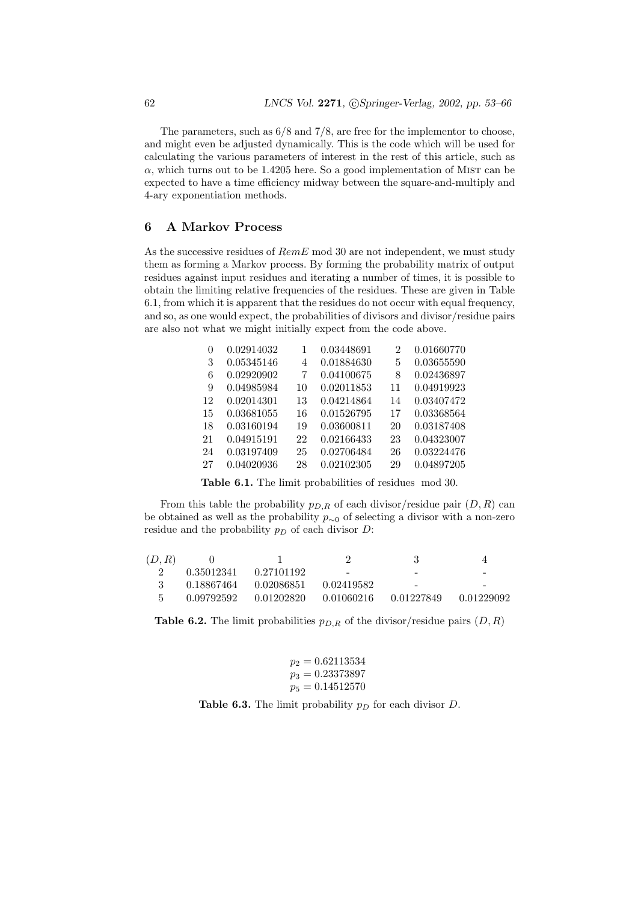The parameters, such as 6/8 and 7/8, are free for the implementor to choose, and might even be adjusted dynamically. This is the code which will be used for calculating the various parameters of interest in the rest of this article, such as $\alpha$, which turns out to be 1.4205 here. So a good implementation of MIST can be expected to have a time efficiency midway between the square-and-multiply and 4-ary exponentiation methods.

## 6 A Markov Process

As the successive residues of *RemE* mod 30 are not independent, we must study them as forming a Markov process. By forming the probability matrix of output residues against input residues and iterating a number of times, it is possible to obtain the limiting relative frequencies of the residues. These are given in Table 6.1, from which it is apparent that the residues do not occur with equal frequency, and so, as one would expect, the probabilities of divisors and divisor/residue pairs are also not what we might initially expect from the code above.

| | | | | | |
|---|---|---|---|---|---|
| 0 | 0.02914032 | 1 | 0.03448691 | 2 | 0.01660770 |
| 3 | 0.05345146 | 4 | 0.01884630 | 5 | 0.03655590 |
| 6 | 0.02920902 | 7 | 0.04100675 | 8 | 0.02436897 |
| 9 | 0.04985984 | 10 | 0.02011853 | 11 | 0.04919923 |
| 12 | 0.02014301 | 13 | 0.04214864 | 14 | 0.03407472 |
| 15 | 0.03681055 | 16 | 0.01526795 | 17 | 0.03368564 |
| 18 | 0.03160194 | 19 | 0.03600811 | 20 | 0.03187408 |
| 21 | 0.04915191 | 22 | 0.02166433 | 23 | 0.04323007 |
| 24 | 0.03197409 | 25 | 0.02706484 | 26 | 0.03224476 |
| 27 | 0.04020936 | 28 | 0.02102305 | 29 | 0.04897205 |

**Table 6.1.** The limit probabilities of residues mod 30.

From this table the probability $p_{D,R}$ of each divisor/residue pair $(D, R)$ can be obtained as well as the probability $p_{\sim 0}$ of selecting a divisor with a non-zero residue and the probability $p_D$ of each divisor $D$:

| $(D, R)$ | 0 | 1 | 2 | 3 | 4 |
|---|---|---|---|---|---|
| 2 | 0.35012341 | 0.27101192 | - | - | - |
| 3 | 0.18867464 | 0.02086851 | 0.02419582 | - | - |
| 5 | 0.09792592 | 0.01202820 | 0.01060216 | 0.01227849 | 0.01229092 |

**Table 6.2.** The limit probabilities $p_{D,R}$ of the divisor/residue pairs $(D, R)$

$$p_2 = 0.62113534$$
$$p_3 = 0.23373897$$
$$p_5 = 0.14512570$$

**Table 6.3.** The limit probability $p_D$ for each divisor $D$.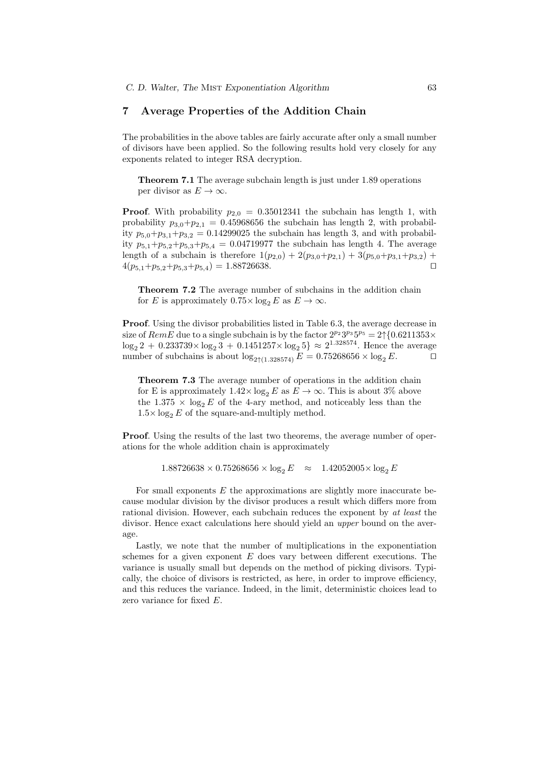## 7 Average Properties of the Addition Chain

The probabilities in the above tables are fairly accurate after only a small number of divisors have been applied. So the following results hold very closely for any exponents related to integer RSA decryption.

> **Theorem 7.1** The average subchain length is just under 1.89 operations per divisor as $E \to \infty$.

**Proof**. With probability $p_{2,0} = 0.35012341$ the subchain has length 1, with probability $p_{3,0}+p_{2,1} = 0.45968656$ the subchain has length 2, with probability $p_{5,0}+p_{3,1}+p_{3,2} = 0.14299025$ the subchain has length 3, and with probability $p_{5,1}+p_{5,2}+p_{5,3}+p_{5,4} = 0.04719977$ the subchain has length 4. The average length of a subchain is therefore $1(p_{2,0}) + 2(p_{3,0}+p_{2,1}) + 3(p_{5,0}+p_{3,1}+p_{3,2}) + 4(p_{5,1}+p_{5,2}+p_{5,3}+p_{5,4}) = 1.88726638$. □

> **Theorem 7.2** The average number of subchains in the addition chain for $E$ is approximately $0.75\times \log_2 E$ as $E \to \infty$.

**Proof**. Using the divisor probabilities listed in Table 6.3, the average decrease in size of $RemE$ due to a single subchain is by the factor $2^{p_2}3^{p_3}5^{p_5} = 2\uparrow\{0.6211353\times \log_2 2 + 0.233739\times \log_2 3 + 0.1451257\times \log_2 5\} \approx 2^{1.328574}$. Hence the average number of subchains is about $\log_{2\uparrow(1.328574)} E = 0.75268656 \times \log_2 E$. □

> **Theorem 7.3** The average number of operations in the addition chain for E is approximately $1.42\times \log_2 E$ as $E \to \infty$. This is about 3% above the $1.375 \times \log_2 E$ of the 4-ary method, and noticeably less than the $1.5\times \log_2 E$ of the square-and-multiply method.

**Proof**. Using the results of the last two theorems, the average number of operations for the whole addition chain is approximately

$$1.88726638 \times 0.75268656 \times \log_2 E \quad \approx \quad 1.42052005\times \log_2 E$$

For small exponents $E$ the approximations are slightly more inaccurate because modular division by the divisor produces a result which differs more from rational division. However, each subchain reduces the exponent by *at least* the divisor. Hence exact calculations here should yield an *upper* bound on the average.

Lastly, we note that the number of multiplications in the exponentiation schemes for a given exponent $E$ does vary between different executions. The variance is usually small but depends on the method of picking divisors. Typically, the choice of divisors is restricted, as here, in order to improve efficiency, and this reduces the variance. Indeed, in the limit, deterministic choices lead to zero variance for fixed $E$.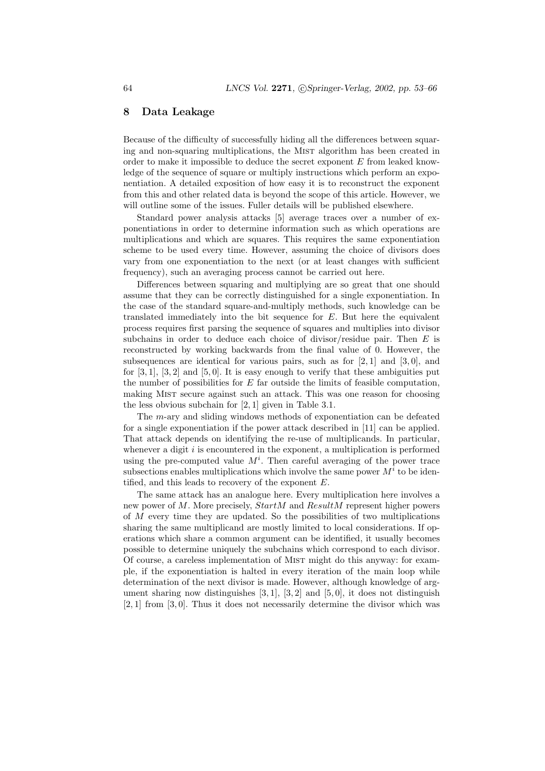## 8 Data Leakage

Because of the difficulty of successfully hiding all the differences between squaring and non-squaring multiplications, the MIST algorithm has been created in order to make it impossible to deduce the secret exponent $E$ from leaked knowledge of the sequence of square or multiply instructions which perform an exponentiation. A detailed exposition of how easy it is to reconstruct the exponent from this and other related data is beyond the scope of this article. However, we will outline some of the issues. Fuller details will be published elsewhere.

Standard power analysis attacks [5] average traces over a number of exponentiations in order to determine information such as which operations are multiplications and which are squares. This requires the same exponentiation scheme to be used every time. However, assuming the choice of divisors does vary from one exponentiation to the next (or at least changes with sufficient frequency), such an averaging process cannot be carried out here.

Differences between squaring and multiplying are so great that one should assume that they can be correctly distinguished for a single exponentiation. In the case of the standard square-and-multiply methods, such knowledge can be translated immediately into the bit sequence for $E$. But here the equivalent process requires first parsing the sequence of squares and multiplies into divisor subchains in order to deduce each choice of divisor/residue pair. Then $E$ is reconstructed by working backwards from the final value of 0. However, the subsequences are identical for various pairs, such as for $[2, 1]$ and $[3, 0]$, and for $[3, 1]$, $[3, 2]$ and $[5, 0]$. It is easy enough to verify that these ambiguities put the number of possibilities for $E$ far outside the limits of feasible computation, making MIST secure against such an attack. This was one reason for choosing the less obvious subchain for $[2, 1]$ given in Table 3.1.

The $m$-ary and sliding windows methods of exponentiation can be defeated for a single exponentiation if the power attack described in [11] can be applied. That attack depends on identifying the re-use of multiplicands. In particular, whenever a digit $i$ is encountered in the exponent, a multiplication is performed using the pre-computed value $M^i$. Then careful averaging of the power trace subsections enables multiplications which involve the same power $M^i$ to be identified, and this leads to recovery of the exponent $E$.

The same attack has an analogue here. Every multiplication here involves a new power of $M$. More precisely, *StartM* and *ResultM* represent higher powers of $M$ every time they are updated. So the possibilities of two multiplications sharing the same multiplicand are mostly limited to local considerations. If operations which share a common argument can be identified, it usually becomes possible to determine uniquely the subchains which correspond to each divisor. Of course, a careless implementation of MIST might do this anyway: for example, if the exponentiation is halted in every iteration of the main loop while determination of the next divisor is made. However, although knowledge of argument sharing now distinguishes $[3, 1]$, $[3, 2]$ and $[5, 0]$, it does not distinguish $[2, 1]$ from $[3, 0]$. Thus it does not necessarily determine the divisor which was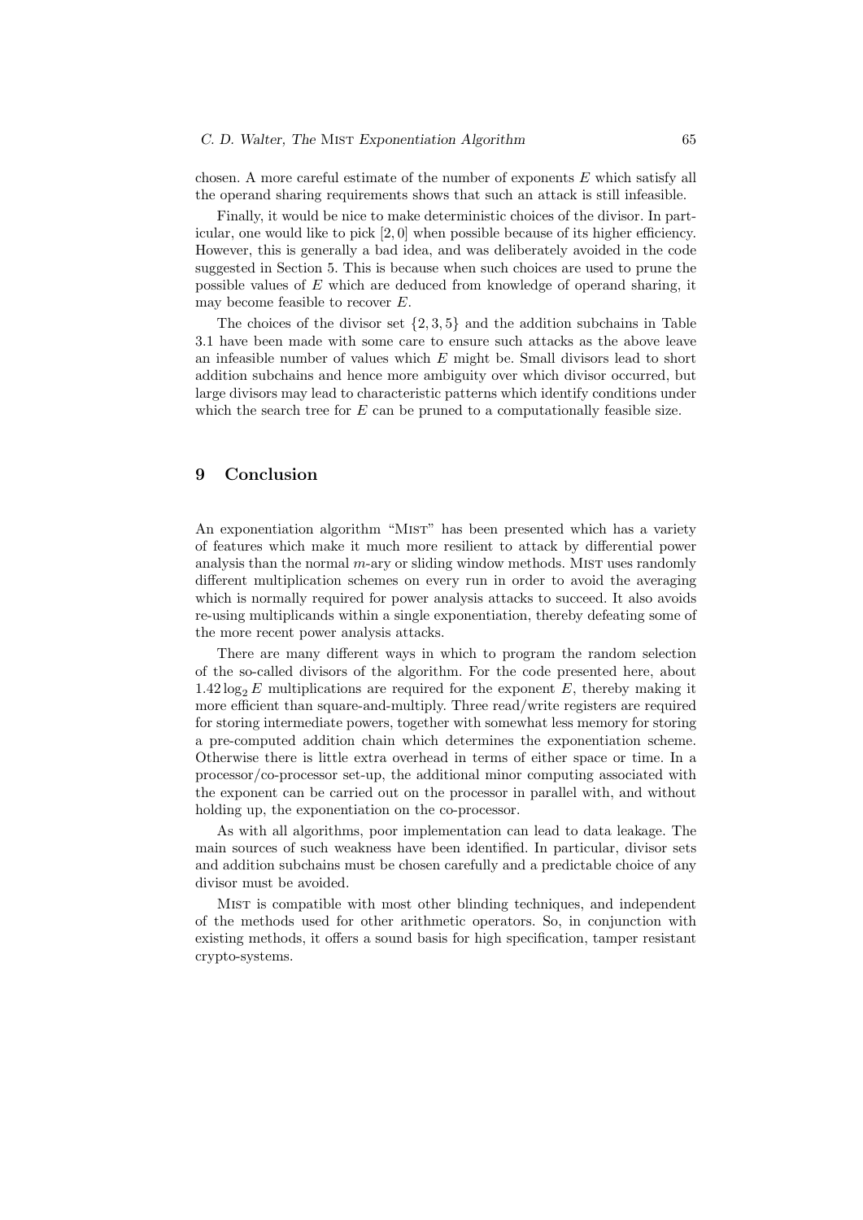chosen. A more careful estimate of the number of exponents $E$ which satisfy all the operand sharing requirements shows that such an attack is still infeasible.

Finally, it would be nice to make deterministic choices of the divisor. In particular, one would like to pick $[2,0]$ when possible because of its higher efficiency. However, this is generally a bad idea, and was deliberately avoided in the code suggested in Section 5. This is because when such choices are used to prune the possible values of $E$ which are deduced from knowledge of operand sharing, it may become feasible to recover $E$.

The choices of the divisor set $\{2,3,5\}$ and the addition subchains in Table 3.1 have been made with some care to ensure such attacks as the above leave an infeasible number of values which $E$ might be. Small divisors lead to short addition subchains and hence more ambiguity over which divisor occurred, but large divisors may lead to characteristic patterns which identify conditions under which the search tree for $E$ can be pruned to a computationally feasible size.

## 9 Conclusion

An exponentiation algorithm "MIST" has been presented which has a variety of features which make it much more resilient to attack by differential power analysis than the normal $m$-ary or sliding window methods. MIST uses randomly different multiplication schemes on every run in order to avoid the averaging which is normally required for power analysis attacks to succeed. It also avoids re-using multiplicands within a single exponentiation, thereby defeating some of the more recent power analysis attacks.

There are many different ways in which to program the random selection of the so-called divisors of the algorithm. For the code presented here, about $1.42\log_2 E$ multiplications are required for the exponent $E$, thereby making it more efficient than square-and-multiply. Three read/write registers are required for storing intermediate powers, together with somewhat less memory for storing a pre-computed addition chain which determines the exponentiation scheme. Otherwise there is little extra overhead in terms of either space or time. In a processor/co-processor set-up, the additional minor computing associated with the exponent can be carried out on the processor in parallel with, and without holding up, the exponentiation on the co-processor.

As with all algorithms, poor implementation can lead to data leakage. The main sources of such weakness have been identified. In particular, divisor sets and addition subchains must be chosen carefully and a predictable choice of any divisor must be avoided.

MIST is compatible with most other blinding techniques, and independent of the methods used for other arithmetic operators. So, in conjunction with existing methods, it offers a sound basis for high specification, tamper resistant crypto-systems.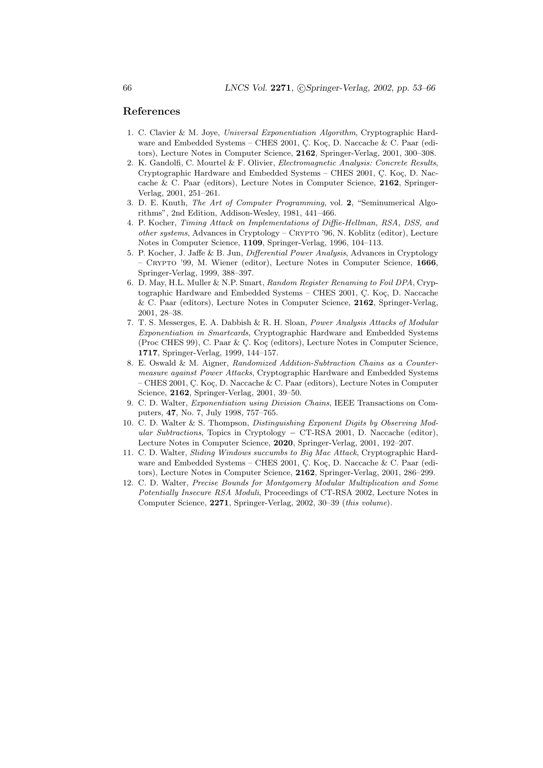## References

1. C. Clavier & M. Joye, *Universal Exponentiation Algorithm*, Cryptographic Hardware and Embedded Systems – CHES 2001, Ç. Koç, D. Naccache & C. Paar (editors), Lecture Notes in Computer Science, **2162**, Springer-Verlag, 2001, 300–308.
2. K. Gandolfi, C. Mourtel & F. Olivier, *Electromagnetic Analysis: Concrete Results*, Cryptographic Hardware and Embedded Systems – CHES 2001, Ç. Koç, D. Naccache & C. Paar (editors), Lecture Notes in Computer Science, **2162**, Springer-Verlag, 2001, 251–261.
3. D. E. Knuth, *The Art of Computer Programming*, vol. **2**, "Seminumerical Algorithms", 2nd Edition, Addison-Wesley, 1981, 441–466.
4. P. Kocher, *Timing Attack on Implementations of Diffie-Hellman, RSA, DSS, and other systems*, Advances in Cryptology – Crypto '96, N. Koblitz (editor), Lecture Notes in Computer Science, **1109**, Springer-Verlag, 1996, 104–113.
5. P. Kocher, J. Jaffe & B. Jun, *Differential Power Analysis*, Advances in Cryptology – Crypto '99, M. Wiener (editor), Lecture Notes in Computer Science, **1666**, Springer-Verlag, 1999, 388–397.
6. D. May, H.L. Muller & N.P. Smart, *Random Register Renaming to Foil DPA*, Cryptographic Hardware and Embedded Systems – CHES 2001, Ç. Koç, D. Naccache & C. Paar (editors), Lecture Notes in Computer Science, **2162**, Springer-Verlag, 2001, 28–38.
7. T. S. Messerges, E. A. Dabbish & R. H. Sloan, *Power Analysis Attacks of Modular Exponentiation in Smartcards*, Cryptographic Hardware and Embedded Systems (Proc CHES 99), C. Paar & Ç. Koç (editors), Lecture Notes in Computer Science, **1717**, Springer-Verlag, 1999, 144–157.
8. E. Oswald & M. Aigner, *Randomized Addition-Subtraction Chains as a Countermeasure against Power Attacks*, Cryptographic Hardware and Embedded Systems – CHES 2001, Ç. Koç, D. Naccache & C. Paar (editors), Lecture Notes in Computer Science, **2162**, Springer-Verlag, 2001, 39–50.
9. C. D. Walter, *Exponentiation using Division Chains*, IEEE Transactions on Computers, **47**, No. 7, July 1998, 757–765.
10. C. D. Walter & S. Thompson, *Distinguishing Exponent Digits by Observing Modular Subtractions*, Topics in Cryptology − CT-RSA 2001, D. Naccache (editor), Lecture Notes in Computer Science, **2020**, Springer-Verlag, 2001, 192–207.
11. C. D. Walter, *Sliding Windows succumbs to Big Mac Attack*, Cryptographic Hardware and Embedded Systems – CHES 2001, Ç. Koç, D. Naccache & C. Paar (editors), Lecture Notes in Computer Science, **2162**, Springer-Verlag, 2001, 286–299.
12. C. D. Walter, *Precise Bounds for Montgomery Modular Multiplication and Some Potentially Insecure RSA Moduli*, Proceedings of CT-RSA 2002, Lecture Notes in Computer Science, **2271**, Springer-Verlag, 2002, 30–39 (*this volume*).